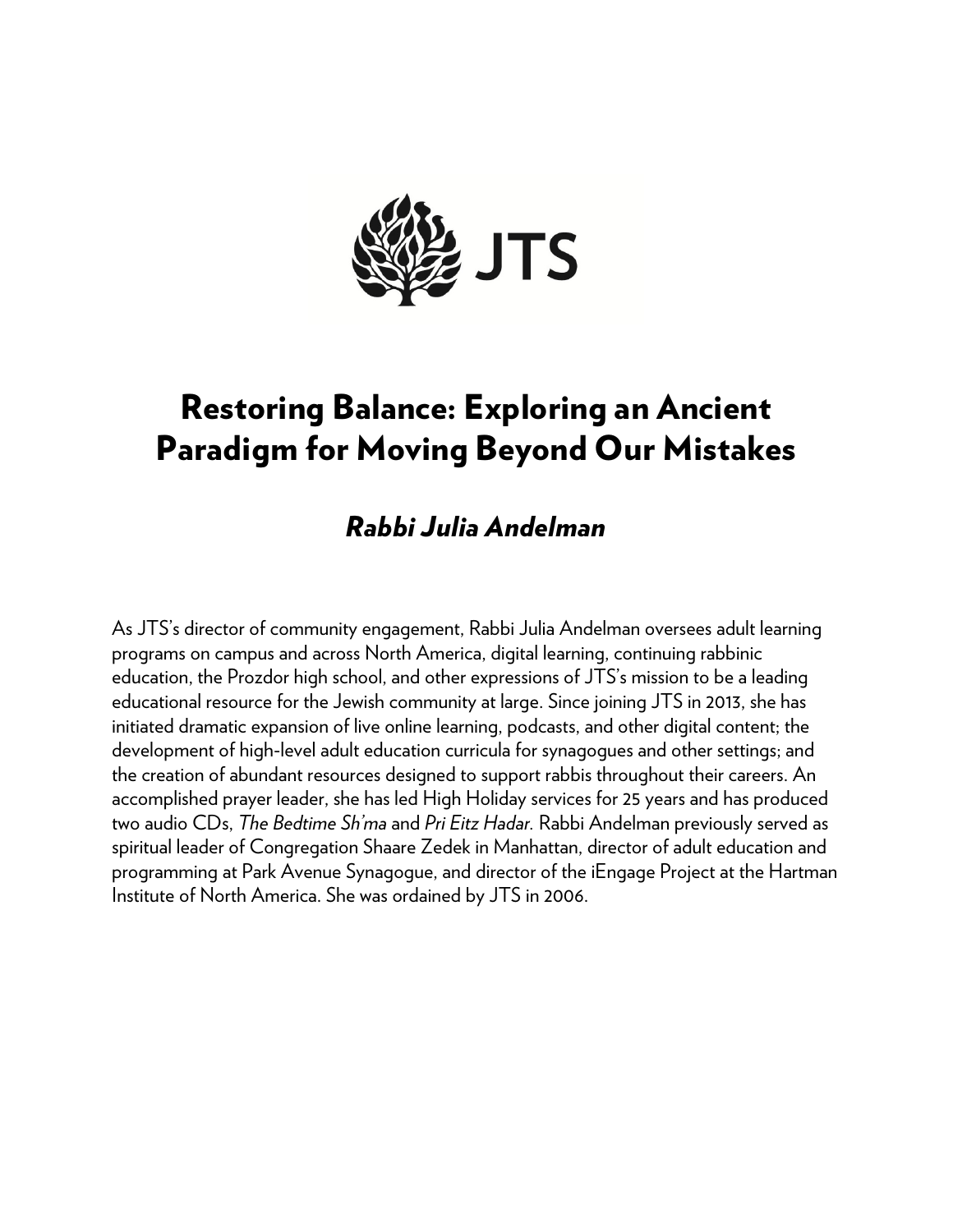JTS

# Restoring Balance: Exploring an Ancient Paradigm for Moving Beyond Our Mistakes

## *Rabbi Julia Andelman*

As JTS's director of community engagement, Rabbi Julia Andelman oversees adult learning programs on campus and across North America, digital learning, continuing rabbinic education, the Prozdor high school, and other expressions of JTS's mission to be a leading educational resource for the Jewish community at large. Since joining JTS in 2013, she has initiated dramatic expansion of live online learning, podcasts, and other digital content; the development of high-level adult education curricula for synagogues and other settings; and the creation of abundant resources designed to support rabbis throughout their careers. An accomplished prayer leader, she has led High Holiday services for 25 years and has produced two audio CDs, *The Bedtime Sh'ma* and *Pri Eitz Hadar.* Rabbi Andelman previously served as spiritual leader of Congregation Shaare Zedek in Manhattan, director of adult education and programming at Park Avenue Synagogue, and director of the iEngage Project at the Hartman Institute of North America. She was ordained by JTS in 2006.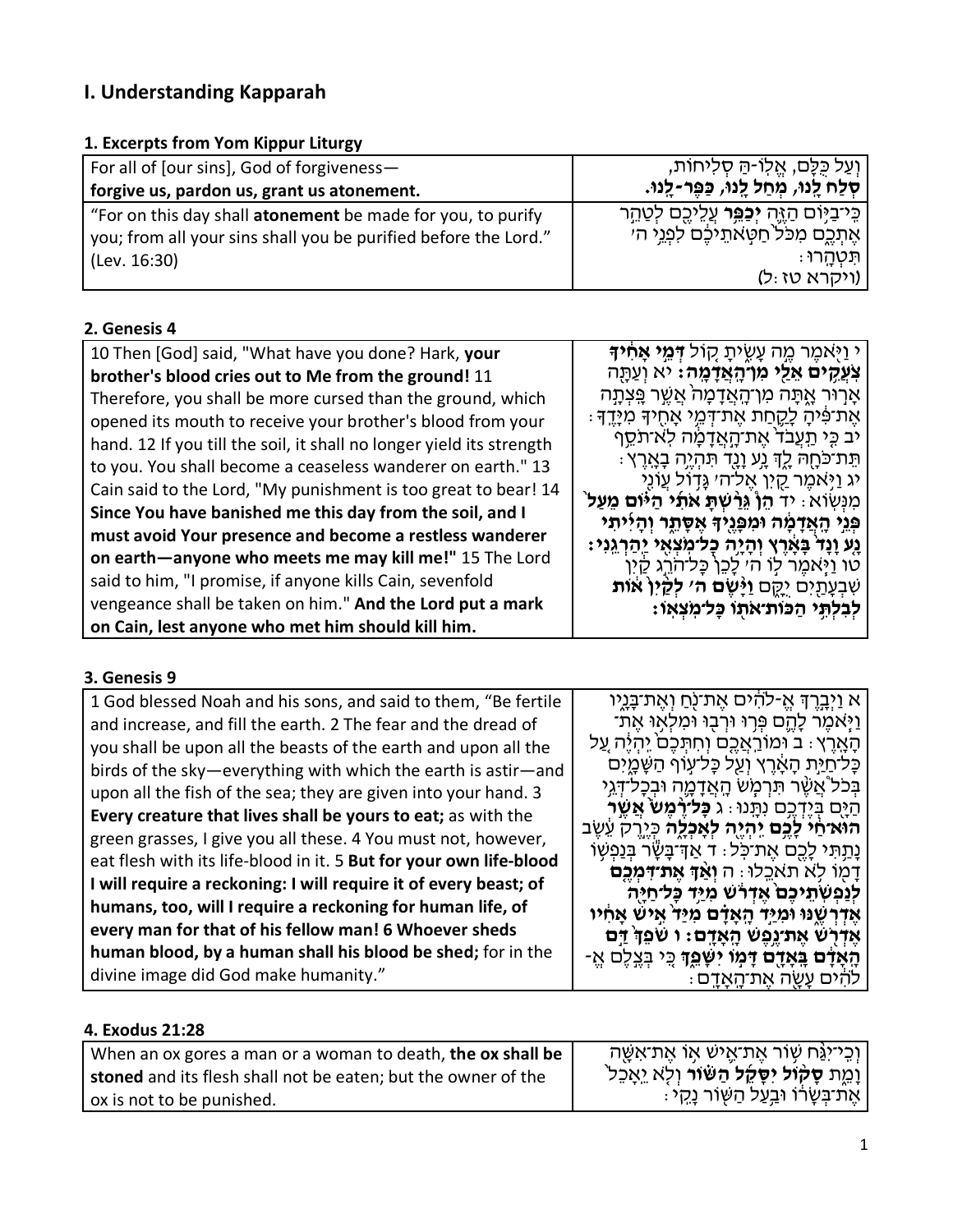# I. Understanding Kapparah

## 1. Excerpts from Yom Kippur Liturgy

| | |
|---|---|
| For all of [our sins], God of forgiveness—<br>**forgive us, pardon us, grant us atonement.** | וְעַל כֻּלָּם, אֱלוֹ-הַּ סְלִיחוֹת,<br>**סְלַח לָנוּ, מְחַל לָנוּ, כַּפֶּר-לָנוּ.** |
| "For on this day shall **atonement** be made for you, to purify you; from all your sins shall you be purified before the Lord." (Lev. 16:30) | כִּי־בַיּוֹם הַזֶּה **יְכַפֵּר** עֲלֵיכֶם לְטַהֵר אֶתְכֶם מִכֹּל חַטֹּאתֵיכֶם לִפְנֵי ה' תִּטְהָרוּ׃<br>(ויקרא טז:ל) |

## 2. Genesis 4

| | |
|---|---|
| 10 Then [God] said, "What have you done? Hark, **your brother's blood cries out to Me from the ground!** 11 Therefore, you shall be more cursed than the ground, which opened its mouth to receive your brother's blood from your hand. 12 If you till the soil, it shall no longer yield its strength to you. You shall become a ceaseless wanderer on earth." 13 Cain said to the Lord, "My punishment is too great to bear! 14 **Since You have banished me this day from the soil, and I must avoid Your presence and become a restless wanderer on earth—anyone who meets me may kill me!"** 15 The Lord said to him, "I promise, if anyone kills Cain, sevenfold vengeance shall be taken on him." **And the Lord put a mark on Cain, lest anyone who met him should kill him.** | י וַיֹּאמֶר מֶה עָשִׂיתָ קוֹל **דְּמֵי אָחִיךָ צֹעֲקִים אֵלַי מִן־הָאֲדָמָה׃** יא וְעַתָּה אָרוּר אָתָּה מִן־הָאֲדָמָה אֲשֶׁר פָּצְתָה אֶת־פִּיהָ לָקַחַת אֶת־דְּמֵי אָחִיךָ מִיָּדֶךָ׃ יב כִּי תַעֲבֹד אֶת־הָאֲדָמָה לֹא־תֹסֵף תֵּת־כֹּחָהּ לָךְ נָע וָנָד תִּהְיֶה בָאָרֶץ׃ יג וַיֹּאמֶר קַיִן אֶל־ה' גָּדוֹל עֲוֺנִי מִנְּשֹׂא׃ יד **הֵן גֵּרַשְׁתָּ אֹתִי הַיּוֹם מֵעַל פְּנֵי הָאֲדָמָה וּמִפָּנֶיךָ אֶסָּתֵר וְהָיִיתִי נָע וָנָד בָּאָרֶץ וְהָיָה כָל־מֹצְאִי יַהַרְגֵנִי׃** טו וַיֹּאמֶר לוֹ ה' לָכֵן כָּל־הֹרֵג קַיִן שִׁבְעָתַיִם יֻקָּם **וַיָּשֶׂם ה' לְקַיִן אוֹת לְבִלְתִּי הַכּוֹת־אֹתוֹ כָּל־מֹצְאוֹ׃** |

## 3. Genesis 9

| | |
|---|---|
| 1 God blessed Noah and his sons, and said to them, "Be fertile and increase, and fill the earth. 2 The fear and the dread of you shall be upon all the beasts of the earth and upon all the birds of the sky—everything with which the earth is astir—and upon all the fish of the sea; they are given into your hand. 3 **Every creature that lives shall be yours to eat;** as with the green grasses, I give you all these. 4 You must not, however, eat flesh with its life-blood in it. 5 **But for your own life-blood I will require a reckoning: I will require it of every beast; of humans, too, will I require a reckoning for human life, of every man for that of his fellow man! 6 Whoever sheds human blood, by a human shall his blood be shed;** for in the divine image did God make humanity." | א וַיְבָרֶךְ אֱ-לֹהִים אֶת־נֹחַ וְאֶת־בָּנָיו וַיֹּאמֶר לָהֶם פְּרוּ וּרְבוּ וּמִלְאוּ אֶת־הָאָרֶץ׃ ב וּמוֹרַאֲכֶם וְחִתְּכֶם יִהְיֶה עַל כָּל־חַיַּת הָאָרֶץ וְעַל כָּל־עוֹף הַשָּׁמָיִם בְּכֹל אֲשֶׁר תִּרְמֹשׂ הָאֲדָמָה וּבְכָל־דְּגֵי הַיָּם בְּיֶדְכֶם נִתָּנוּ׃ ג **כָּל־רֶמֶשׂ אֲשֶׁר הוּא־חַי לָכֶם יִהְיֶה לְאָכְלָה** כְּיֶרֶק עֵשֶׂב נָתַתִּי לָכֶם אֶת־כֹּל׃ ד אַךְ־בָּשָׂר בְּנַפְשׁוֹ דָמוֹ לֹא תֹאכֵלוּ׃ ה **וְאַךְ אֶת־דִּמְכֶם לְנַפְשֹׁתֵיכֶם אֶדְרֹשׁ מִיַּד כָּל־חַיָּה אֶדְרְשֶׁנּוּ וּמִיַּד הָאָדָם מִיַּד אִישׁ אָחִיו אֶדְרֹשׁ אֶת־נֶפֶשׁ הָאָדָם׃ ו שֹׁפֵךְ דַּם הָאָדָם בָּאָדָם דָּמוֹ יִשָּׁפֵךְ** כִּי בְּצֶלֶם אֱ-לֹהִים עָשָׂה אֶת־הָאָדָם׃ |

## 4. Exodus 21:28

| | |
|---|---|
| When an ox gores a man or a woman to death, **the ox shall be stoned** and its flesh shall not be eaten; but the owner of the ox is not to be punished. | וְכִי־יִגַּח שׁוֹר אֶת־אִישׁ אוֹ אֶת־אִשָּׁה וָמֵת **סָקוֹל יִסָּקֵל הַשּׁוֹר** וְלֹא יֵאָכֵל אֶת־בְּשָׂרוֹ וּבַעַל הַשּׁוֹר נָקִי׃ |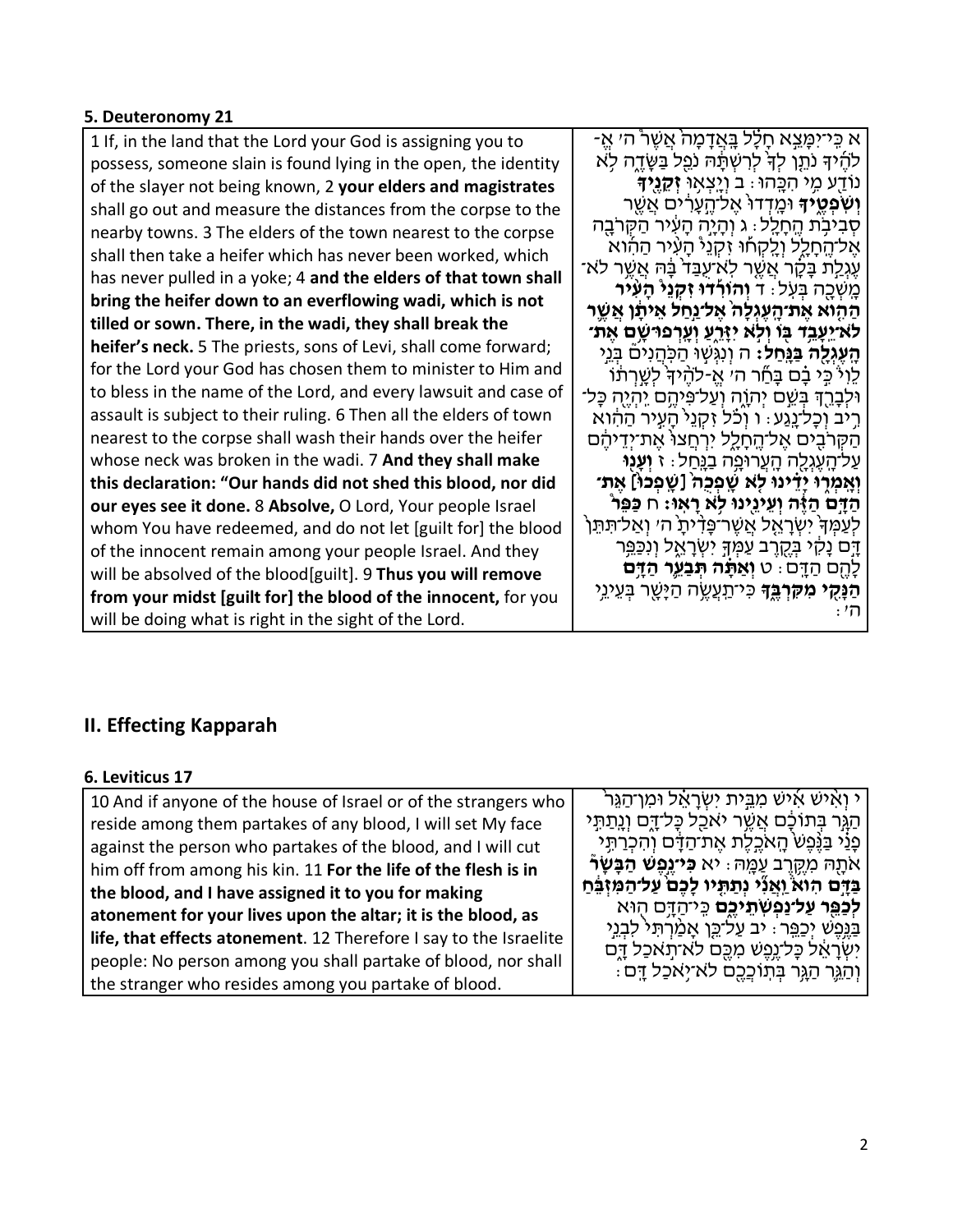### 5. Deuteronomy 21

| | |
|---|---|
| 1 If, in the land that the Lord your God is assigning you to possess, someone slain is found lying in the open, the identity of the slayer not being known, 2 **your elders and magistrates** shall go out and measure the distances from the corpse to the nearby towns. 3 The elders of the town nearest to the corpse shall then take a heifer which has never been worked, which has never pulled in a yoke; 4 **and the elders of that town shall bring the heifer down to an everflowing wadi, which is not tilled or sown. There, in the wadi, they shall break the heifer's neck.** 5 The priests, sons of Levi, shall come forward; for the Lord your God has chosen them to minister to Him and to bless in the name of the Lord, and every lawsuit and case of assault is subject to their ruling. 6 Then all the elders of town nearest to the corpse shall wash their hands over the heifer whose neck was broken in the wadi. 7 **And they shall make this declaration: "Our hands did not shed this blood, nor did our eyes see it done.** 8 **Absolve,** O Lord, Your people Israel whom You have redeemed, and do not let [guilt for] the blood of the innocent remain among your people Israel. And they will be absolved of the blood[guilt]. 9 **Thus you will remove from your midst [guilt for] the blood of the innocent,** for you will be doing what is right in the sight of the Lord. | א כִּֽי־יִמָּצֵ֣א חָלָ֗ל בָּֽאֲדָמָה֙ אֲשֶׁר֩ ה׳ אֱ-לֹהֶ֜יךָ נֹתֵ֤ן לְךָ֙ לְרִשְׁתָּ֔הּ נֹפֵ֖ל בַּשָּׂדֶ֑ה לֹ֥א נוֹדַ֖ע מִ֥י הִכָּֽהוּ׃ ב וְיָצְא֥וּ **זְקֵנֶ֖יךָ וְשֹׁפְטֶ֑יךָ** וּמָדְדוּ֙ אֶל־הֶ֣עָרִ֔ים אֲשֶׁ֖ר סְבִיבֹ֥ת הֶחָלָֽל׃ ג וְהָיָ֣ה הָעִ֔יר הַקְּרֹבָ֖ה אֶל־הֶחָלָ֑ל וְלָֽקְח֡וּ זִקְנֵי֩ הָעִ֨יר הַהִ֜וא עֶגְלַ֣ת בָּקָ֗ר אֲשֶׁ֤ר לֹֽא־עֻבַּד֙ בָּ֔הּ אֲשֶׁ֥ר לֹא־מָשְׁכָ֖ה בְּעֹֽל׃ ד **וְהוֹרִ֡דוּ זִקְנֵי֩ הָעִ֨יר הַהִ֤וא אֶת־הָֽעֶגְלָה֙ אֶל־נַ֣חַל אֵיתָ֔ן אֲשֶׁ֛ר לֹא־יֵעָבֵ֥ד בּ֖וֹ וְלֹ֣א יִזָּרֵ֑עַ וְעָֽרְפוּ־שָׁ֥ם אֶת־הָעֶגְלָ֖ה בַּנָּֽחַל׃** ה וְנִגְּשׁ֣וּ הַכֹּהֲנִים֮ בְּנֵ֣י לֵוִי֒ כִּ֣י בָ֗ם בָּחַ֞ר ה׳ אֱ-לֹהֶ֙יךָ֙ לְשָׁ֣רְת֔וֹ וּלְבָרֵ֖ךְ בְּשֵׁ֣ם יְהוָ֑ה וְעַל־פִּיהֶ֥ם יִהְיֶ֖ה כָּל־רִ֥יב וְכָל־נָֽגַע׃ ו וְכֹ֗ל זִקְנֵי֙ הָעִ֣יר הַהִ֔וא הַקְּרֹבִ֖ים אֶל־הֶחָלָ֑ל יִרְחֲצוּ֙ אֶת־יְדֵיהֶ֔ם עַל־הָעֶגְלָ֖ה הָעֲרוּפָ֥ה בַנָּֽחַל׃ ז **וְעָנ֖וּ וְאָמְר֑וּ יָדֵ֗ינוּ לֹ֤א שָֽׁפְכוּ֙ [שָׁפְכ֔וּ] אֶת־הַדָּ֣ם הַזֶּ֔ה וְעֵינֵ֖ינוּ לֹ֥א רָאֽוּ׃** ח **כַּפֵּר֩** לְעַמְּךָ֙ יִשְׂרָאֵ֤ל אֲשֶׁר־פָּדִ֙יתָ֙ ה׳ וְאַל־תִּתֵּן֙ דָּ֣ם נָקִ֔י בְּקֶ֖רֶב עַמְּךָ֣ יִשְׂרָאֵ֑ל וְנִכַּפֵּ֥ר לָהֶ֖ם הַדָּֽם׃ ט **וְאַתָּ֗ה תְּבַעֵ֛ר הַדָּ֥ם הַנָּקִ֖י מִקִּרְבֶּ֑ךָ** כִּֽי־תַעֲשֶׂ֥ה הַיָּשָׁ֖ר בְּעֵינֵ֥י ה׳׃ |

## II. Effecting Kapparah

### 6. Leviticus 17

| | |
|---|---|
| 10 And if anyone of the house of Israel or of the strangers who reside among them partakes of any blood, I will set My face against the person who partakes of the blood, and I will cut him off from among his kin. 11 **For the life of the flesh is in the blood, and I have assigned it to you for making atonement for your lives upon the altar; it is the blood, as life, that effects atonement**. 12 Therefore I say to the Israelite people: No person among you shall partake of blood, nor shall the stranger who resides among you partake of blood. | י וְאִ֨ישׁ אִ֜ישׁ מִבֵּ֣ית יִשְׂרָאֵ֗ל וּמִן־הַגֵּר֙ הַגָּ֣ר בְּתוֹכָ֔ם אֲשֶׁ֥ר יֹאכַ֖ל כָּל־דָּ֑ם וְנָתַתִּ֣י פָנַ֗י בַּנֶּ֙פֶשׁ֙ הָאֹכֶ֣לֶת אֶת־הַדָּ֔ם וְהִכְרַתִּ֥י אֹתָ֖הּ מִקֶּ֥רֶב עַמָּֽהּ׃ יא **כִּ֣י נֶ֣פֶשׁ הַבָּשָׂר֮ בַּדָּ֣ם הִוא֒ וַאֲנִ֞י נְתַתִּ֤יו לָכֶם֙ עַל־הַמִּזְבֵּ֔חַ לְכַפֵּ֖ר עַל־נַפְשֹׁתֵיכֶ֑ם** כִּֽי־הַדָּ֥ם ה֖וּא בַּנֶּ֥פֶשׁ יְכַפֵּֽר׃ יב עַל־כֵּ֤ן אָמַ֙רְתִּי֙ לִבְנֵ֣י יִשְׂרָאֵ֔ל כָּל־נֶ֥פֶשׁ מִכֶּ֖ם לֹא־תֹ֣אכַל דָּ֑ם וְהַגֵּ֛ר הַגָּ֥ר בְּתוֹכְכֶ֖ם לֹא־יֹ֥אכַל דָּֽם׃ |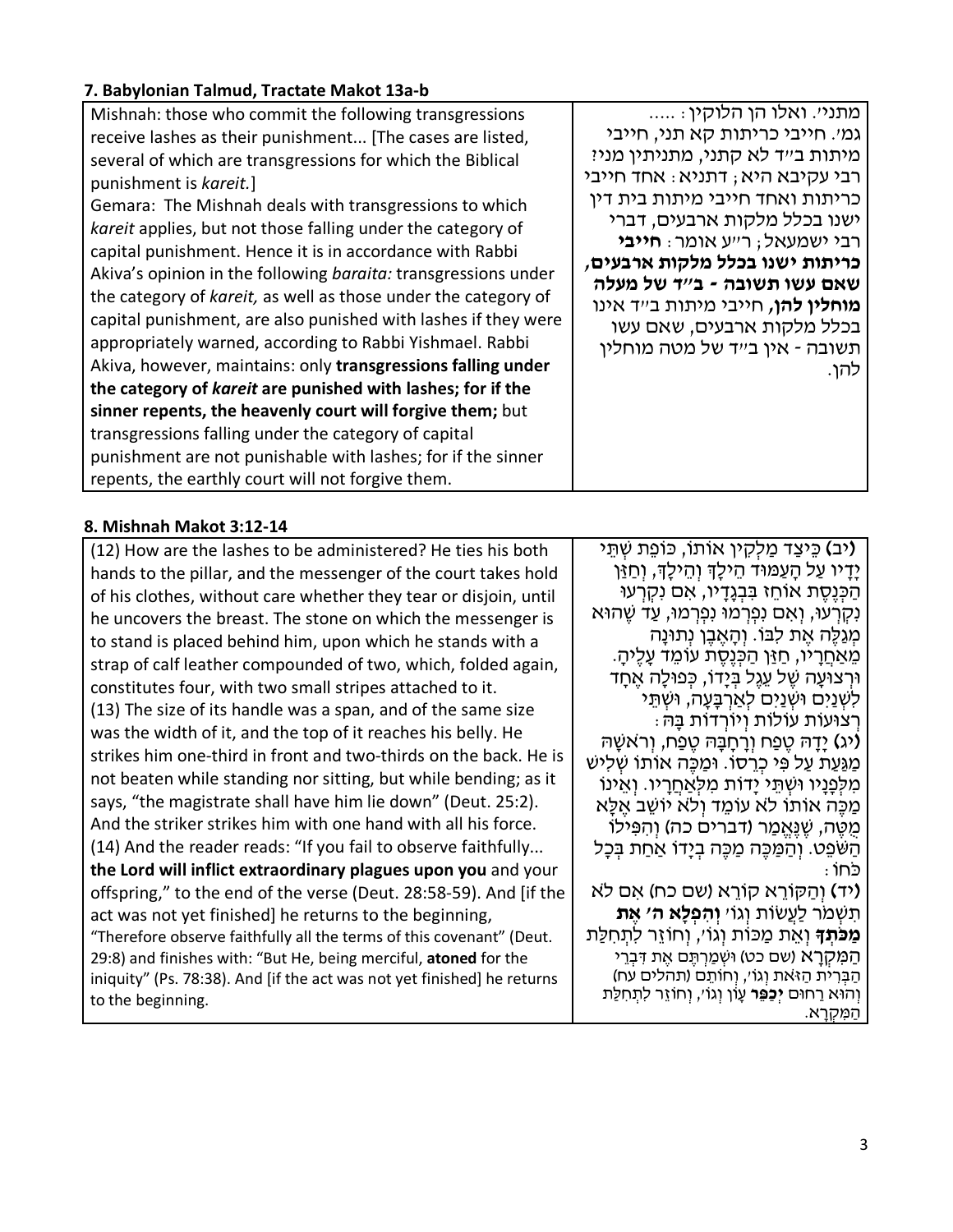### 7. Babylonian Talmud, Tractate Makot 13a-b

| | |
|---|---|
| Mishnah: those who commit the following transgressions receive lashes as their punishment... [The cases are listed, several of which are transgressions for which the Biblical punishment is *kareit.*]<br>Gemara: The Mishnah deals with transgressions to which *kareit* applies, but not those falling under the category of capital punishment. Hence it is in accordance with Rabbi Akiva's opinion in the following *baraita:* transgressions under the category of *kareit,* as well as those under the category of capital punishment, are also punished with lashes if they were appropriately warned, according to Rabbi Yishmael. Rabbi Akiva, however, maintains: only **transgressions falling under the category of *kareit* are punished with lashes; for if the sinner repents, the heavenly court will forgive them;** but transgressions falling under the category of capital punishment are not punishable with lashes; for if the sinner repents, the earthly court will not forgive them. | מתני׳. ואלו הן הלוקין: .....<br>גמ׳. חייבי כריתות קא תני, חייבי מיתות ב״ד לא קתני, מתניתין מני? רבי עקיבא היא; דתניא: אחד חייבי כריתות ואחד חייבי מיתות בית דין ישנו בכלל מלקות ארבעים, דברי רבי ישמעאל; ר״ע אומר: **חייבי כריתות ישנו בכלל מלקות ארבעים, שאם עשו תשובה - ב״ד של מעלה מוחלין להן,** חייבי מיתות ב״ד אינו בכלל מלקות ארבעים, שאם עשו תשובה - אין ב״ד של מטה מוחלין להן. |

### 8. Mishnah Makot 3:12-14

| | |
|---|---|
| (12) How are the lashes to be administered? He ties his both hands to the pillar, and the messenger of the court takes hold of his clothes, without care whether they tear or disjoin, until he uncovers the breast. The stone on which the messenger is to stand is placed behind him, upon which he stands with a strap of calf leather compounded of two, which, folded again, constitutes four, with two small stripes attached to it.<br>(13) The size of its handle was a span, and of the same size was the width of it, and the top of it reaches his belly. He strikes him one-third in front and two-thirds on the back. He is not beaten while standing nor sitting, but while bending; as it says, "the magistrate shall have him lie down" (Deut. 25:2). And the striker strikes him with one hand with all his force.<br>(14) And the reader reads: "If you fail to observe faithfully... **the Lord will inflict extraordinary plagues upon you** and your offspring," to the end of the verse (Deut. 28:58-59). And [if the act was not yet finished] he returns to the beginning, "Therefore observe faithfully all the terms of this covenant" (Deut. 29:8) and finishes with: "But He, being merciful, **atoned** for the iniquity" (Ps. 78:38). And [if the act was not yet finished] he returns to the beginning. | **(יב)** כֵּיצַד מַלְקִין אוֹתוֹ, כּוֹפֵת שְׁתֵּי יָדָיו עַל הָעַמּוּד הֵילָךְ וְהֵילָךְ, וְחַזַּן הַכְּנֶסֶת אוֹחֵז בִּבְגָדָיו, אִם נִקְרְעוּ נִקְרָעוּ, וְאִם נִפְרְמוּ נִפְרָמוּ, עַד שֶׁהוּא מְגַלֶּה אֶת לִבּוֹ. וְהָאֶבֶן נְתוּנָה מֵאַחֲרָיו, חַזַּן הַכְּנֶסֶת עוֹמֵד עָלֶיהָ. וּרְצוּעָה שֶׁל עֵגֶל בְּיָדוֹ, כְּפוּלָה אֶחָד לִשְׁנַיִם וּשְׁנַיִם לְאַרְבָּעָה, וּשְׁתֵּי רְצוּעוֹת עוֹלוֹת וְיוֹרְדוֹת בָּהּ:<br>**(יג)** יָדָהּ טֶפַח וְרָחְבָּהּ טֶפַח, וְרֹאשָׁהּ מַגַּעַת עַל פִּי כְרֵסוֹ. וּמַכֶּה אוֹתוֹ שְׁלִישׁ מִלְּפָנָיו וּשְׁתֵּי יָדוֹת מִלְּאַחֲרָיו. וְאֵינוֹ מַכֶּה אוֹתוֹ לֹא עוֹמֵד וְלֹא יוֹשֵׁב אֶלָּא מֻטֶּה, שֶׁנֶּאֱמַר (דברים כה) וְהִפִּילוֹ הַשֹּׁפֵט. וְהַמַּכֶּה מַכֶּה בְיָדוֹ אַחַת בְּכָל כֹּחוֹ:<br>**(יד)** וְהַקּוֹרֵא קוֹרֵא (שם כח) אִם לֹא תִשְׁמֹר לַעֲשׂוֹת וְגוֹ׳ **וְהִפְלָא ה׳ אֶת מַכֹּתְךָ** וְאֵת מַכּוֹת וְגוֹ׳, וְחוֹזֵר לִתְחִלַּת הַמִּקְרָא (שם כט) וּשְׁמַרְתֶּם אֶת דִּבְרֵי הַבְּרִית הַזֹּאת וְגוֹ׳, וְחוֹתֵם (תהלים עח) וְהוּא רַחוּם **יְכַפֵּר** עָוֹן וְגוֹ׳, וְחוֹזֵר לִתְחִלַּת הַמִּקְרָא. |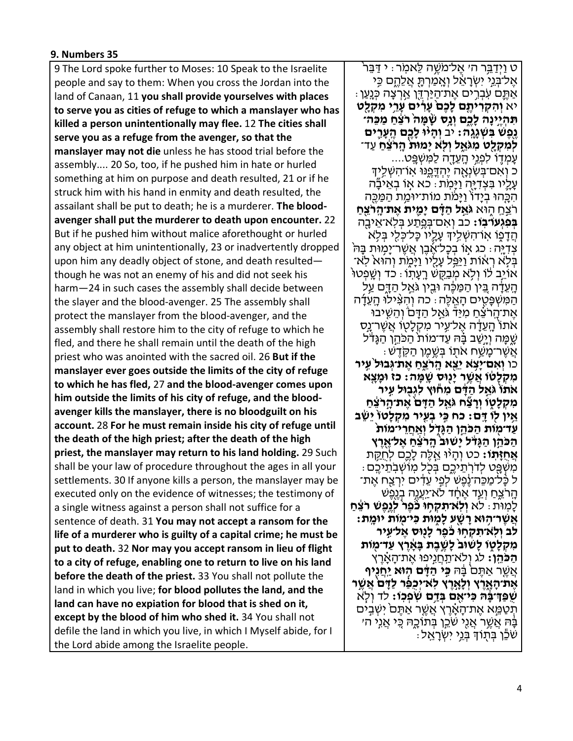**9. Numbers 35**

| | |
|---|---|
| 9 The Lord spoke further to Moses: 10 Speak to the Israelite people and say to them: When you cross the Jordan into the land of Canaan, 11 **you shall provide yourselves with places to serve you as cities of refuge to which a manslayer who has killed a person unintentionally may flee.** 12 **The cities shall serve you as a refuge from the avenger, so that the manslayer may not die** unless he has stood trial before the assembly.... 20 So, too, if he pushed him in hate or hurled something at him on purpose and death resulted, 21 or if he struck him with his hand in enmity and death resulted, the assailant shall be put to death; he is a murderer. **The blood-avenger shall put the murderer to death upon encounter.** 22 But if he pushed him without malice aforethought or hurled any object at him unintentionally, 23 or inadvertently dropped upon him any deadly object of stone, and death resulted—though he was not an enemy of his and did not seek his harm—24 in such cases the assembly shall decide between the slayer and the blood-avenger. 25 The assembly shall protect the manslayer from the blood-avenger, and the assembly shall restore him to the city of refuge to which he fled, and there he shall remain until the death of the high priest who was anointed with the sacred oil. 26 **But if the manslayer ever goes outside the limits of the city of refuge to which he has fled,** 27 **and the blood-avenger comes upon him outside the limits of his city of refuge, and the blood-avenger kills the manslayer, there is no bloodguilt on his account.** 28 **For he must remain inside his city of refuge until the death of the high priest; after the death of the high priest, the manslayer may return to his land holding.** 29 Such shall be your law of procedure throughout the ages in all your settlements. 30 If anyone kills a person, the manslayer may be executed only on the evidence of witnesses; the testimony of a single witness against a person shall not suffice for a sentence of death. 31 **You may not accept a ransom for the life of a murderer who is guilty of a capital crime; he must be put to death.** 32 **Nor may you accept ransom in lieu of flight to a city of refuge, enabling one to return to live on his land before the death of the priest.** 33 You shall not pollute the land in which you live; **for blood pollutes the land, and the land can have no expiation for blood that is shed on it, except by the blood of him who shed it.** 34 You shall not defile the land in which you live, in which I Myself abide, for I the Lord abide among the Israelite people. | ט וַיְדַבֵּר ה' אֶל־מֹשֶׁה לֵּאמֹר׃ י דַּבֵּר אֶל־בְּנֵי יִשְׂרָאֵל וְאָמַרְתָּ אֲלֵהֶם כִּי אַתֶּם עֹבְרִים אֶת־הַיַּרְדֵּן אַרְצָה כְּנָעַן׃ יא **וְהִקְרִיתֶם לָכֶם עָרִים עָרֵי מִקְלָט תִּהְיֶינָה לָכֶם וְנָס שָׁמָּה רֹצֵחַ מַכֵּה־נֶפֶשׁ בִּשְׁגָגָה׃** יב **וְהָיוּ לָכֶם הֶעָרִים לְמִקְלָט מִגֹּאֵל וְלֹא יָמוּת הָרֹצֵחַ** עַד־עָמְדוֹ לִפְנֵי הָעֵדָה לַמִּשְׁפָּט.... כ וְאִם־בְּשִׂנְאָה יֶהְדָּפֶנּוּ אוֹ־הִשְׁלִיךְ עָלָיו בִּצְדִיָּה וַיָּמֹת׃ כא אוֹ בְאֵיבָה הִכָּהוּ בְיָדוֹ וַיָּמֹת מוֹת־יוּמַת הַמַּכֶּה רֹצֵחַ הוּא **גֹּאֵל הַדָּם יָמִית אֶת־הָרֹצֵחַ בְּפִגְעוֹ־בוֹ׃** כב וְאִם־בְּפֶתַע בְּלֹא־אֵיבָה הֲדָפוֹ אוֹ־הִשְׁלִיךְ עָלָיו כָּל־כְּלִי בְּלֹא צְדִיָּה׃ כג אוֹ בְכָל־אֶבֶן אֲשֶׁר־יָמוּת בָּהּ בְּלֹא רְאוֹת וַיַּפֵּל עָלָיו וַיָּמֹת וְהוּא לֹא־אוֹיֵב לוֹ וְלֹא מְבַקֵּשׁ רָעָתוֹ׃ כד וְשָׁפְטוּ הָעֵדָה בֵּין הַמַּכֶּה וּבֵין גֹּאֵל הַדָּם עַל הַמִּשְׁפָּטִים הָאֵלֶּה׃ כה וְהִצִּילוּ הָעֵדָה אֶת־הָרֹצֵחַ מִיַּד גֹּאֵל הַדָּם וְהֵשִׁיבוּ אֹתוֹ הָעֵדָה אֶל־עִיר מִקְלָטוֹ אֲשֶׁר־נָס שָׁמָּה וְיָשַׁב בָּהּ עַד־מוֹת הַכֹּהֵן הַגָּדֹל אֲשֶׁר־מָשַׁח אֹתוֹ בְּשֶׁמֶן הַקֹּדֶשׁ׃ כו **וְאִם־יָצֹא יֵצֵא הָרֹצֵחַ אֶת־גְּבוּל עִיר מִקְלָטוֹ אֲשֶׁר יָנוּס שָׁמָּה׃** כז **וּמָצָא אֹתוֹ גֹּאֵל הַדָּם מִחוּץ לִגְבוּל עִיר מִקְלָטוֹ וְרָצַח גֹּאֵל הַדָּם אֶת־הָרֹצֵחַ אֵין לוֹ דָּם׃** כח **כִּי בְעִיר מִקְלָטוֹ יֵשֵׁב עַד־מוֹת הַכֹּהֵן הַגָּדֹל וְאַחֲרֵי־מוֹת הַכֹּהֵן הַגָּדֹל יָשׁוּב הָרֹצֵחַ אֶל־אֶרֶץ אֲחֻזָּתוֹ׃** כט וְהָיוּ אֵלֶּה לָכֶם לְחֻקַּת מִשְׁפָּט לְדֹרֹתֵיכֶם בְּכֹל מוֹשְׁבֹתֵיכֶם׃ ל כָּל־מַכֵּה־נֶפֶשׁ לְפִי עֵדִים יִרְצַח אֶת־הָרֹצֵחַ וְעֵד אֶחָד לֹא־יַעֲנֶה בְנֶפֶשׁ לָמוּת׃ לא **וְלֹא־תִקְחוּ כֹפֶר לְנֶפֶשׁ רֹצֵחַ אֲשֶׁר־הוּא רָשָׁע לָמוּת כִּי־מוֹת יוּמָת׃** לב **וְלֹא־תִקְחוּ כֹפֶר לָנוּס אֶל־עִיר מִקְלָטוֹ לָשׁוּב לָשֶׁבֶת בָּאָרֶץ עַד־מוֹת הַכֹּהֵן׃** לג וְלֹא־תַחֲנִיפוּ אֶת־הָאָרֶץ אֲשֶׁר אַתֶּם בָּהּ **כִּי הַדָּם הוּא יַחֲנִיף אֶת־הָאָרֶץ וְלָאָרֶץ לֹא־יְכֻפַּר לַדָּם אֲשֶׁר שֻׁפַּךְ־בָּהּ כִּי־אִם בְּדַם שֹׁפְכוֹ׃** לד וְלֹא תְטַמֵּא אֶת־הָאָרֶץ אֲשֶׁר אַתֶּם יֹשְׁבִים בָּהּ אֲשֶׁר אֲנִי שֹׁכֵן בְּתוֹכָהּ כִּי אֲנִי ה' שֹׁכֵן בְּתוֹךְ בְּנֵי יִשְׂרָאֵל׃ |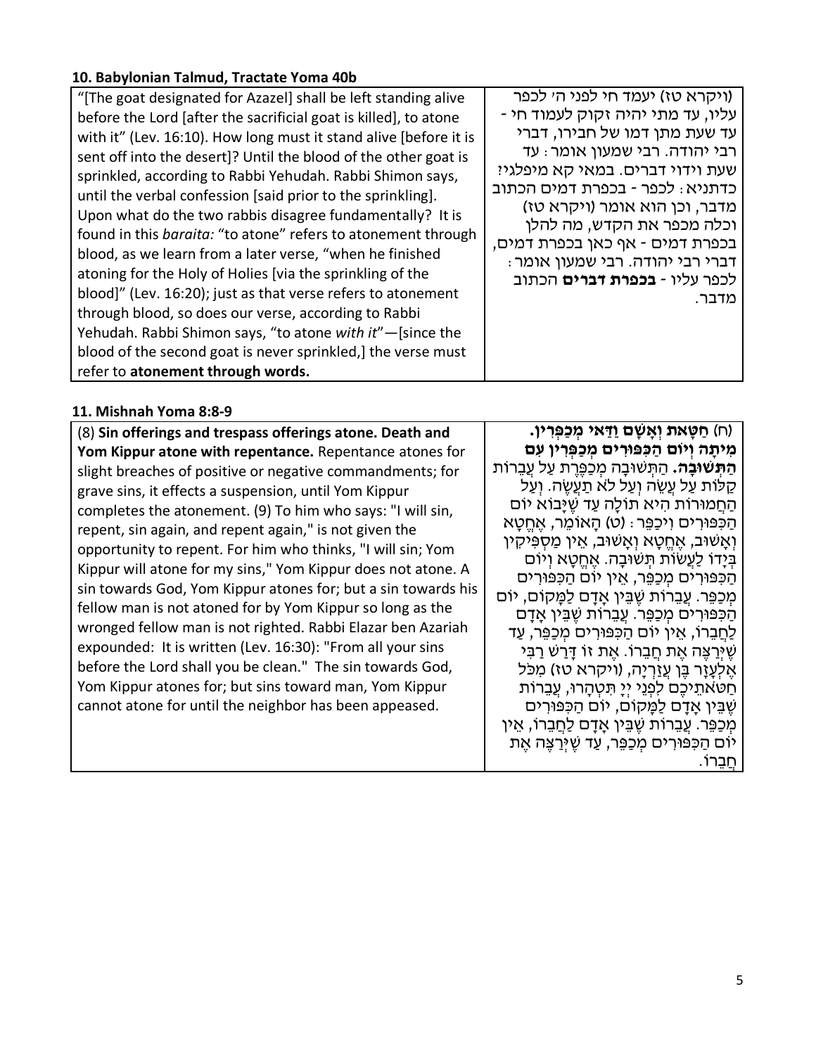### 10. Babylonian Talmud, Tractate Yoma 40b

| | |
|---|---|
| "[The goat designated for Azazel] shall be left standing alive before the Lord [after the sacrificial goat is killed], to atone with it" (Lev. 16:10). How long must it stand alive [before it is sent off into the desert]? Until the blood of the other goat is sprinkled, according to Rabbi Yehudah. Rabbi Shimon says, until the verbal confession [said prior to the sprinkling]. Upon what do the two rabbis disagree fundamentally? It is found in this *baraita:* "to atone" refers to atonement through blood, as we learn from a later verse, "when he finished atoning for the Holy of Holies [via the sprinkling of the blood]" (Lev. 16:20); just as that verse refers to atonement through blood, so does our verse, according to Rabbi Yehudah. Rabbi Shimon says, "to atone *with it*"—[since the blood of the second goat is never sprinkled,] the verse must refer to **atonement through words.** | (ויקרא טז) יעמד חי לפני ה׳ לכפר עליו, עד מתי יהיה זקוק לעמוד חי - עד שעת מתן דמו של חבירו, דברי רבי יהודה. רבי שמעון אומר: עד שעת וידוי דברים. במאי קא מיפלגי? כדתניא: לכפר - בכפרת דמים הכתוב מדבר, וכן הוא אומר (ויקרא טז) וכלה מכפר את הקדש, מה להלן בכפרת דמים - אף כאן בכפרת דמים, דברי רבי יהודה. רבי שמעון אומר: לכפר עליו - **בכפרת דברים** הכתוב מדבר. |

### 11. Mishnah Yoma 8:8-9

| | |
|---|---|
| (8) **Sin offerings and trespass offerings atone. Death and Yom Kippur atone with repentance.** Repentance atones for slight breaches of positive or negative commandments; for grave sins, it effects a suspension, until Yom Kippur completes the atonement. (9) To him who says: "I will sin, repent, sin again, and repent again," is not given the opportunity to repent. For him who thinks, "I will sin; Yom Kippur will atone for my sins," Yom Kippur does not atone. A sin towards God, Yom Kippur atones for; but a sin towards his fellow man is not atoned for by Yom Kippur so long as the wronged fellow man is not righted. Rabbi Elazar ben Azariah expounded: It is written (Lev. 16:30): "From all your sins before the Lord shall you be clean." The sin towards God, Yom Kippur atones for; but sins toward man, Yom Kippur cannot atone for until the neighbor has been appeased. | (ח) **חַטָּאת וְאָשָׁם וַדַּאי מְכַפְּרִין. מִיתָה וְיוֹם הַכִּפּוּרִים מְכַפְּרִין עִם הַתְּשׁוּבָה.** הַתְּשׁוּבָה מְכַפֶּרֶת עַל עֲבֵרוֹת קַלּוֹת עַל עֲשֵׂה וְעַל לֹא תַעֲשֶׂה. וְעַל הַחֲמוּרוֹת הִיא תוֹלָה עַד שֶׁיָּבוֹא יוֹם הַכִּפּוּרִים וִיכַפֵּר: (ט) הָאוֹמֵר, אֶחֱטָא וְאָשׁוּב, אֶחֱטָא וְאָשׁוּב, אֵין מַסְפִּיקִין בְּיָדוֹ לַעֲשׂוֹת תְּשׁוּבָה. אֶחֱטָא וְיוֹם הַכִּפּוּרִים מְכַפֵּר, אֵין יוֹם הַכִּפּוּרִים מְכַפֵּר. עֲבֵרוֹת שֶׁבֵּין אָדָם לַמָּקוֹם, יוֹם הַכִּפּוּרִים מְכַפֵּר. עֲבֵרוֹת שֶׁבֵּין אָדָם לַחֲבֵרוֹ, אֵין יוֹם הַכִּפּוּרִים מְכַפֵּר, עַד שֶׁיְּרַצֶּה אֶת חֲבֵרוֹ. אֶת זוֹ דָּרַשׁ רַבִּי אֶלְעָזָר בֶּן עֲזַרְיָה, (ויקרא טז) מִכֹּל חַטֹּאתֵיכֶם לִפְנֵי יְיָ תִּטְהָרוּ, עֲבֵרוֹת שֶׁבֵּין אָדָם לַמָּקוֹם, יוֹם הַכִּפּוּרִים מְכַפֵּר. עֲבֵרוֹת שֶׁבֵּין אָדָם לַחֲבֵרוֹ, אֵין יוֹם הַכִּפּוּרִים מְכַפֵּר, עַד שֶׁיְּרַצֶּה אֶת חֲבֵרוֹ. |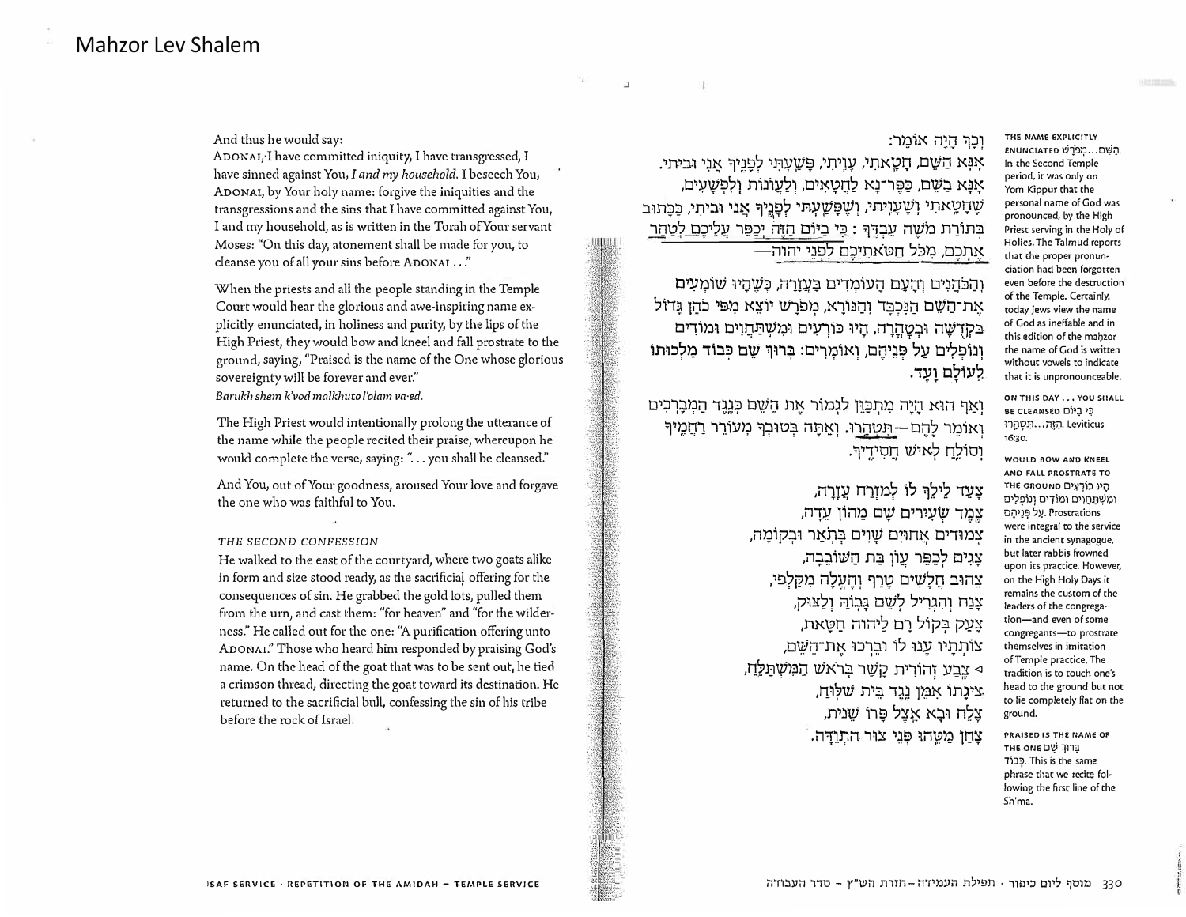Mahzor Lev Shalem

And thus he would say:

ADONAI, I have committed iniquity, I have transgressed, I have sinned against You, *I and my household*. I beseech You, ADONAI, by Your holy name: forgive the iniquities and the transgressions and the sins that I have committed against You, I and my household, as is written in the Torah of Your servant Moses: "On this day, atonement shall be made for you, to cleanse you of all your sins before ADONAI . . ."

When the priests and all the people standing in the Temple Court would hear the glorious and awe-inspiring name explicitly enunciated, in holiness and purity, by the lips of the High Priest, they would bow and kneel and fall prostrate to the ground, saying, "Praised is the name of the One whose glorious sovereignty will be forever and ever."

*Barukh shem k'vod malkhuto l'olam va-ed.*

The High Priest would intentionally prolong the utterance of the name while the people recited their praise, whereupon he would complete the verse, saying: ". . . you shall be cleansed."

And You, out of Your goodness, aroused Your love and forgave the one who was faithful to You.

*THE SECOND CONFESSION*

He walked to the east of the courtyard, where two goats alike in form and size stood ready, as the sacrificial offering for the consequences of sin. He grabbed the gold lots, pulled them from the urn, and cast them: "for heaven" and "for the wilderness." He called out for the one: "A purification offering unto ADONAI." Those who heard him responded by praising God's name. On the head of the goat that was to be sent out, he tied a crimson thread, directing the goat toward its destination. He returned to the sacrificial bull, confessing the sin of his tribe before the rock of Israel.

וְכָךְ הָיָה אוֹמֵר:

אָנָּא הַשֵּׁם, חָטָאתִי, עָוִיתִי, פָּשַׁעְתִּי לְפָנֶיךָ אֲנִי וּבֵיתִי. אָנָּא בַשֵּׁם, כַּפֶּר־נָא לַחֲטָאִים, וְלַעֲוֹנוֹת וְלִפְשָׁעִים, שֶׁחָטָאתִי וְשֶׁעָוִיתִי, וְשֶׁפָּשַׁעְתִּי לְפָנֶיךָ אֲנִי וּבֵיתִי, כַּכָּתוּב בְּתוֹרַת מֹשֶׁה עַבְדֶּךָ: כִּי בַיּוֹם הַזֶּה יְכַפֵּר עֲלֵיכֶם לְטַהֵר אֶתְכֶם, מִכֹּל חַטֹּאתֵיכֶם לִפְנֵי יהוה—

וְהַכֹּהֲנִים וְהָעָם הָעוֹמְדִים בָּעֲזָרָה, כְּשֶׁהָיוּ שׁוֹמְעִים אֶת־הַשֵּׁם הַנִּכְבָּד וְהַנּוֹרָא, מְפֹרָשׁ יוֹצֵא מִפִּי כֹהֵן גָּדוֹל בִּקְדֻשָּׁה וּבְטָהֳרָה, הָיוּ כּוֹרְעִים וּמִשְׁתַּחֲוִים וּמוֹדִים וְנוֹפְלִים עַל פְּנֵיהֶם, וְאוֹמְרִים: **בָּרוּךְ שֵׁם כְּבוֹד מַלְכוּתוֹ לְעוֹלָם וָעֶד.**

וְאַף הוּא הָיָה מִתְכַּוֵּן לִגְמוֹר אֶת הַשֵּׁם כְּנֶגֶד הַמְבָרְכִים וְאוֹמֵר לָהֶם—תִּטְהָרוּ. וְאַתָּה בְּטוּבְךָ מְעוֹרֵר רַחֲמֶיךָ וְסוֹלֵחַ לְאִישׁ חֲסִידֶיךָ.

צָעַד לֵילֵךְ לוֹ לְמִזְרַח עֲזָרָה,
צֶמֶד שְׂעִירִים שָׁם מֵהוֹן עֵדָה,
צְמוּדִים אֲחוּיִם שָׁוִים בְּתֹאַר וּבְקוֹמָה,
צָגִים לְכַפֵּר עֲוֹן בַּת הַשּׁוֹבֵבָה,
צִהוּב חֲלָשִׁים טָרַף וְהֶעֱלָה מִקַּלְפִּי,
צָנַח וְהִגְרִיל לְשֵׁם גָּבֹהַּ וְלַצּוּק,
צָעַק בְּקוֹל רָם לַיהוה חַטָּאת,
צוֹתָיו עָנוּ לוֹ וּבֵרְכוּ אֶת־הַשֵּׁם,
◁ צֶבַע זְהוֹרִית קָשַׁר בְּרֹאשׁ הַמִּשְׁתַּלֵּחַ,
צִיְּגָתוֹ אִמֵּן נֶגֶד בֵּית שִׁלּוּחַ,
צָלַח וּבָא אֵצֶל פָּרוֹ שֵׁנִית,
צָחַן מִטֵּהוּ פְּנֵי צוּר הִתְוַדָּה.

**THE NAME EXPLICITLY ENUNCIATED** הַשֵּׁם...מְפֹרָשׁ. In the Second Temple period, it was only on Yom Kippur that the personal name of God was pronounced, by the High Priest serving in the Holy of Holies. The Talmud reports that the proper pronunciation had been forgotten even before the destruction of the Temple. Certainly, today Jews view the name of God as ineffable and in this edition of the mahzor the name of God is written without vowels to indicate that it is unpronounceable.

**ON THIS DAY . . . YOU SHALL BE CLEANSED** כִּי בַיּוֹם הַזֶּה...תִּטְהָרוּ. Leviticus 16:30.

**WOULD BOW AND KNEEL AND FALL PROSTRATE TO THE GROUND** הָיוּ כּוֹרְעִים וּמִשְׁתַּחֲוִים וּמוֹדִים וְנוֹפְלִים עַל פְּנֵיהֶם. Prostrations were integral to the service in the ancient synagogue, but later rabbis frowned upon its practice. However, on the High Holy Days it remains the custom of the leaders of the congregation—and even of some congregants—to prostrate themselves in imitation of Temple practice. The tradition is to touch one's head to the ground but not to lie completely flat on the ground.

**PRAISED IS THE NAME OF THE ONE** בָּרוּךְ שֵׁם כְּבוֹד. This is the same phrase that we recite following the first line of the Sh'ma.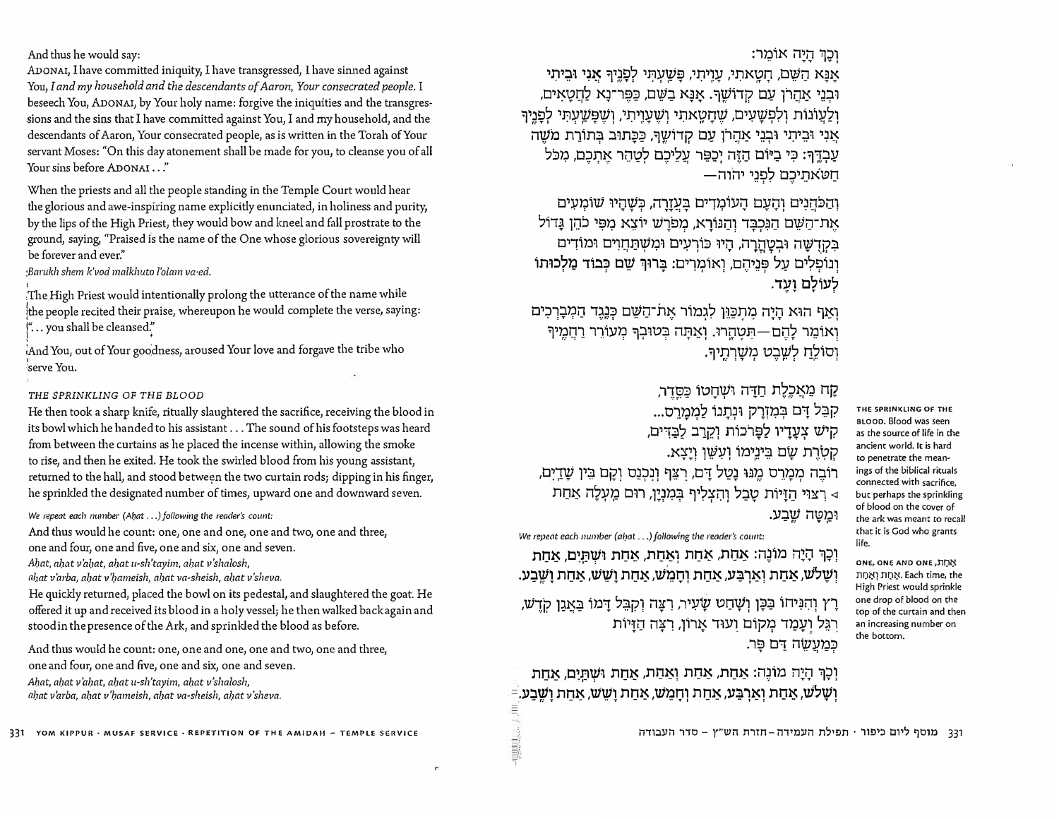And thus he would say:

ADONAI, I have committed iniquity, I have transgressed, I have sinned against You, *I and my household and the descendants of Aaron, Your consecrated people.* I beseech You, ADONAI, by Your holy name: forgive the iniquities and the transgressions and the sins that I have committed against You, I and my household, and the descendants of Aaron, Your consecrated people, as is written in the Torah of Your servant Moses: "On this day atonement shall be made for you, to cleanse you of all Your sins before ADONAI . . ."

When the priests and all the people standing in the Temple Court would hear the glorious and awe-inspiring name explicitly enunciated, in holiness and purity, by the lips of the High Priest, they would bow and kneel and fall prostrate to the ground, saying, "Praised is the name of the One whose glorious sovereignty will be forever and ever."

*Barukh shem k'vod malkhuto l'olam va-ed.*

The High Priest would intentionally prolong the utterance of the name while the people recited their praise, whereupon he would complete the verse, saying: ". . . you shall be cleansed."

And You, out of Your goodness, aroused Your love and forgave the tribe who serve You.

### THE SPRINKLING OF THE BLOOD

He then took a sharp knife, ritually slaughtered the sacrifice, receiving the blood in its bowl which he handed to his assistant . . . The sound of his footsteps was heard from between the curtains as he placed the incense within, allowing the smoke to rise, and then he exited. He took the swirled blood from his young assistant, returned to the hall, and stood between the two curtain rods; dipping in his finger, he sprinkled the designated number of times, upward one and downward seven.

*We repeat each number (Aḥat . . .) following the reader's count:*

And thus would he count: one, one and one, one and two, one and three, one and four, one and five, one and six, one and seven.

*Aḥat, aḥat v'aḥat, aḥat u-sh'tayim, aḥat v'shalosh, aḥat v'arba, aḥat v'ḥameish, aḥat va-sheish, aḥat v'sheva.*

He quickly returned, placed the bowl on its pedestal, and slaughtered the goat. He offered it up and received its blood in a holy vessel; he then walked back again and stood in the presence of the Ark, and sprinkled the blood as before.

And thus would he count: one, one and one, one and two, one and three, one and four, one and five, one and six, one and seven.

*Aḥat, aḥat v'aḥat, aḥat u-sh'tayim, aḥat v'shalosh, aḥat v'arba, aḥat v'ḥameish, aḥat va-sheish, aḥat v'sheva.*

וְכָךְ הָיָה אוֹמֵר:
אָנָּא הַשֵּׁם, חָטָאתִי, עָוִיתִי, פָּשַׁעְתִּי לְפָנֶיךָ **אֲנִי וּבֵיתִי וּבְנֵי אַהֲרֹן עַם קְדוֹשֶׁךָ**. אָנָּא בַּשֵּׁם, כַּפֶּר־נָא לַחֲטָאִים, וְלַעֲוֹנוֹת וְלִפְשָׁעִים, שֶׁחָטָאתִי וְשֶׁעָוִיתִי, וְשֶׁפָּשַׁעְתִּי לְפָנֶיךָ אֲנִי וּבֵיתִי וּבְנֵי אַהֲרֹן עַם קְדוֹשֶׁךָ, כַּכָּתוּב בְּתוֹרַת מֹשֶׁה עַבְדֶּךָ: כִּי בַיּוֹם הַזֶּה יְכַפֵּר עֲלֵיכֶם לְטַהֵר אֶתְכֶם, מִכֹּל חַטֹּאתֵיכֶם לִפְנֵי יהוה—

וְהַכֹּהֲנִים וְהָעָם הָעוֹמְדִים בָּעֲזָרָה, כְּשֶׁהָיוּ שׁוֹמְעִים אֶת־הַשֵּׁם הַנִּכְבָּד וְהַנּוֹרָא, מְפֹרָשׁ יוֹצֵא מִפִּי כֹהֵן גָּדוֹל בִּקְדֻשָּׁה וּבְטָהֳרָה, הָיוּ כּוֹרְעִים וּמִשְׁתַּחֲוִים וּמוֹדִים וְנוֹפְלִים עַל פְּנֵיהֶם, וְאוֹמְרִים: **בָּרוּךְ שֵׁם כְּבוֹד מַלְכוּתוֹ לְעוֹלָם וָעֶד.**

וְאַף הוּא הָיָה מִתְכַּוֵּן לִגְמוֹר אֶת־הַשֵּׁם כְּנֶגֶד הַמְבָרְכִים וְאוֹמֵר לָהֶם—תִּטְהָרוּ. וְאַתָּה בְּטוּבְךָ מְעוֹרֵר רַחֲמֶיךָ וְסוֹלֵחַ לְשֵׁבֶט מְשָׁרְתֶיךָ.

קָח מַאֲכֶלֶת חַדָּה וּשְׁחָטוֹ כַּסֵּדֶר,
קִבֵּל דָּם בְּמִזְרָק וּנְתָנוֹ לַמְמָרֵס...
קִישׁ צְעָדָיו לַפָּרֹכוֹת וְקָרַב לַבַּדִּים,
קְטֹרֶת שָׂם בֵּינֵימוֹ וְעָשָׁן וְיָצָא.
רוֹבֶה מִמְּמָרֵס מְנוּ נָטַל דָּם, רָצַף וְנִכְנַס וְקָם בֵּין שָׁדַיִם,
רְצוּי הַזָּיוֹת טָבַל וְהִצְלִיף בְּמִנְיָן, רוּם מַעְלָה אַחַת וּמַטָּה שֶׁבַע.

*We repeat each number (aḥat . . .) following the reader's count:*

וְכָךְ הָיָה מוֹנֶה: אַחַת, אַחַת וְאַחַת, אַחַת וּשְׁתַּיִם, אַחַת וְשָׁלֹשׁ, אַחַת וְאַרְבַּע, אַחַת וְחָמֵשׁ, אַחַת וָשֵׁשׁ, אַחַת וָשֶׁבַע.

רָץ וְהִנִּיחוֹ בַּכַּן וְשָׁחַט שָׂעִיר, רָצָה וְקִבֵּל דָּמוֹ בְּאֶבֶן קֹדֶשׁ, רֶגֶל וְעָמַד מְקוֹם וְעוֹד אָרוֹן, רָצָה הַזָּיוֹת כְּמַעֲשֵׂה דַּם פָּר.

וְכָךְ הָיָה מוֹנֶה: אַחַת, אַחַת וְאַחַת, אַחַת וּשְׁתַּיִם, אַחַת וְשָׁלֹשׁ, אַחַת וְאַרְבַּע, אַחַת וְחָמֵשׁ, אַחַת וָשֵׁשׁ, אַחַת וָשֶׁבַע.

**THE SPRINKLING OF THE BLOOD.** Blood was seen as the source of life in the ancient world. It is hard to penetrate the meanings of the biblical rituals connected with sacrifice, but perhaps the sprinkling of blood on the cover of the ark was meant to recall that it is God who grants life.

**ONE, ONE AND ONE, אַחַת, אַחַת וְאַחַת.** Each time, the High Priest would sprinkle one drop of blood on the top of the curtain and then an increasing number on the bottom.